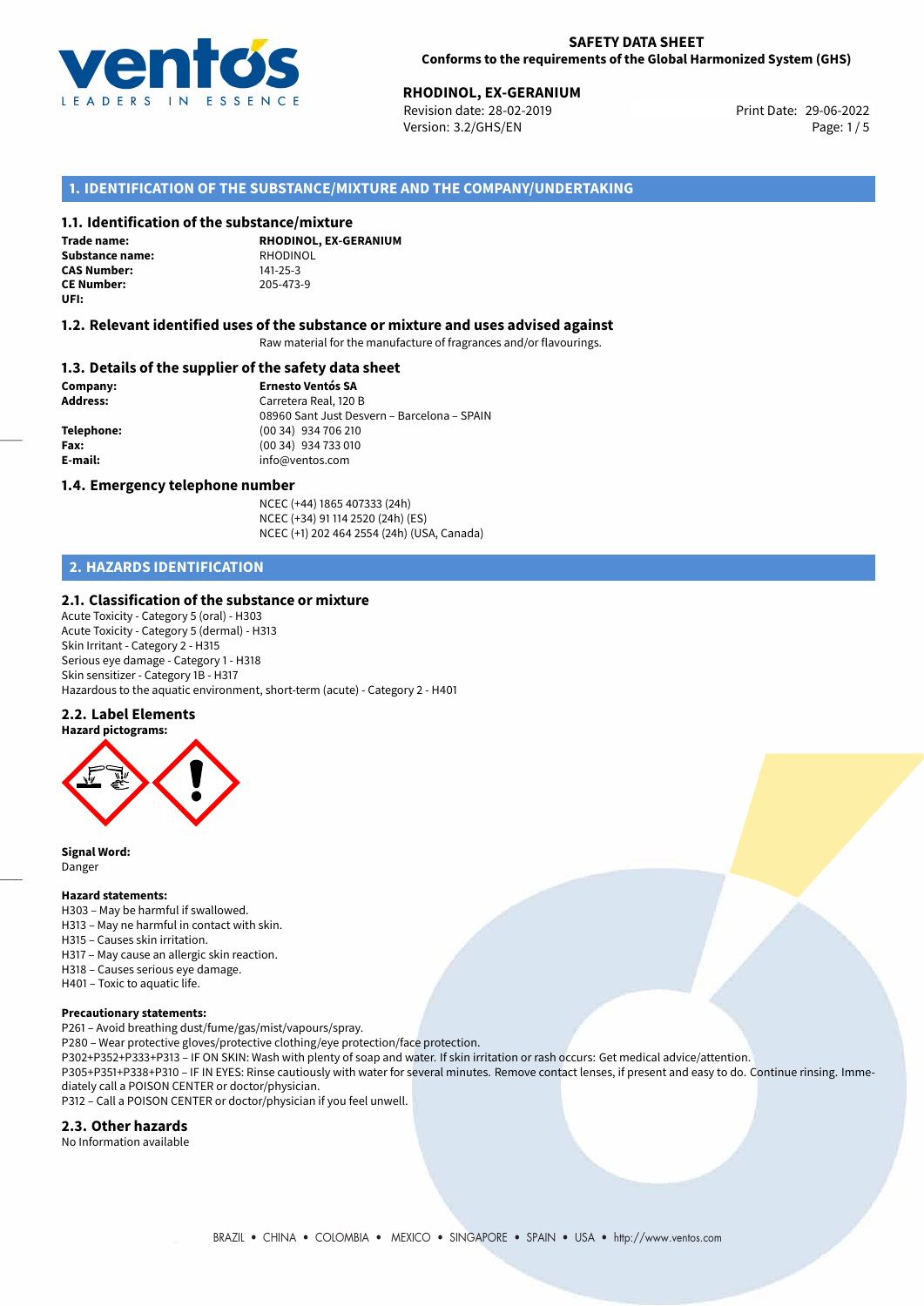**SAFETY DATA SHEET**
**Conforms to the requirements of the Global Harmonized System (GHS)**

**RHODINOL, EX-GERANIUM**
Revision date: 28-02-2019
Version: 3.2/GHS/EN
Print Date: 29-06-2022

## 1. IDENTIFICATION OF THE SUBSTANCE/MIXTURE AND THE COMPANY/UNDERTAKING

### 1.1. Identification of the substance/mixture

**Trade name:** **RHODINOL, EX-GERANIUM**
**Substance name:** RHODINOL
**CAS Number:** 141-25-3
**CE Number:** 205-473-9
**UFI:**

### 1.2. Relevant identified uses of the substance or mixture and uses advised against

Raw material for the manufacture of fragrances and/or flavourings.

### 1.3. Details of the supplier of the safety data sheet

**Company:** **Ernesto Ventós SA**
**Address:** Carretera Real, 120 B
08960 Sant Just Desvern – Barcelona – SPAIN
**Telephone:** (00 34) 934 706 210
**Fax:** (00 34) 934 733 010
**E-mail:** info@ventos.com

### 1.4. Emergency telephone number

NCEC (+44) 1865 407333 (24h)
NCEC (+34) 91 114 2520 (24h) (ES)
NCEC (+1) 202 464 2554 (24h) (USA, Canada)

## 2. HAZARDS IDENTIFICATION

### 2.1. Classification of the substance or mixture

Acute Toxicity - Category 5 (oral) - H303
Acute Toxicity - Category 5 (dermal) - H313
Skin Irritant - Category 2 - H315
Serious eye damage - Category 1 - H318
Skin sensitizer - Category 1B - H317
Hazardous to the aquatic environment, short-term (acute) - Category 2 - H401

### 2.2. Label Elements

**Hazard pictograms:**

**Signal Word:**
Danger

**Hazard statements:**
H303 – May be harmful if swallowed.
H313 – May ne harmful in contact with skin.
H315 – Causes skin irritation.
H317 – May cause an allergic skin reaction.
H318 – Causes serious eye damage.
H401 – Toxic to aquatic life.

**Precautionary statements:**
P261 – Avoid breathing dust/fume/gas/mist/vapours/spray.
P280 – Wear protective gloves/protective clothing/eye protection/face protection.
P302+P352+P333+P313 – IF ON SKIN: Wash with plenty of soap and water. If skin irritation or rash occurs: Get medical advice/attention.
P305+P351+P338+P310 – IF IN EYES: Rinse cautiously with water for several minutes. Remove contact lenses, if present and easy to do. Continue rinsing. Immediately call a POISON CENTER or doctor/physician.
P312 – Call a POISON CENTER or doctor/physician if you feel unwell.

### 2.3. Other hazards

No Information available

BRAZIL • CHINA • COLOMBIA • MEXICO • SINGAPORE • SPAIN • USA • http://www.ventos.com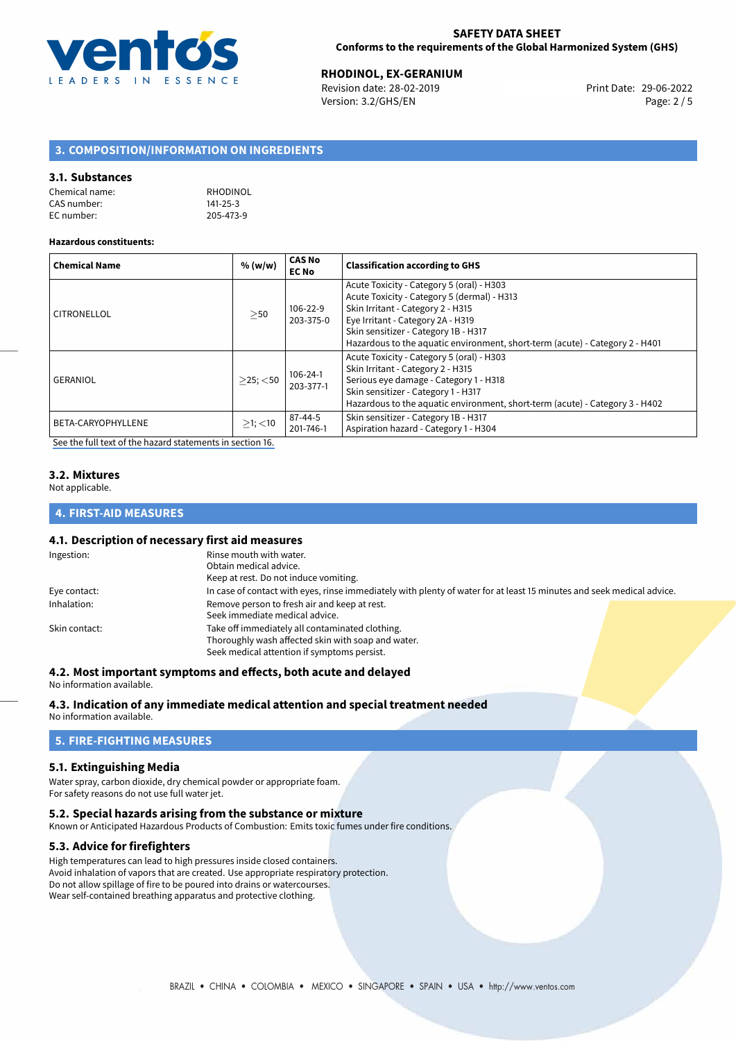## 3. COMPOSITION/INFORMATION ON INGREDIENTS

### 3.1. Substances

Chemical name: RHODINOL
CAS number: 141-25-3
EC number: 205-473-9

**Hazardous constituents:**

| Chemical Name | % (w/w) | CAS No EC No | Classification according to GHS |
|---|---|---|---|
| CITRONELLOL | ≥50 | 106-22-9 203-375-0 | Acute Toxicity - Category 5 (oral) - H303 Acute Toxicity - Category 5 (dermal) - H313 Skin Irritant - Category 2 - H315 Eye Irritant - Category 2A - H319 Skin sensitizer - Category 1B - H317 Hazardous to the aquatic environment, short-term (acute) - Category 2 - H401 |
| GERANIOL | ≥25; <50 | 106-24-1 203-377-1 | Acute Toxicity - Category 5 (oral) - H303 Skin Irritant - Category 2 - H315 Serious eye damage - Category 1 - H318 Skin sensitizer - Category 1 - H317 Hazardous to the aquatic environment, short-term (acute) - Category 3 - H402 |
| BETA-CARYOPHYLLENE | ≥1; <10 | 87-44-5 201-746-1 | Skin sensitizer - Category 1B - H317 Aspiration hazard - Category 1 - H304 |

See the full text of the hazard statements in section 16.

### 3.2. Mixtures

Not applicable.

## 4. FIRST-AID MEASURES

### 4.1. Description of necessary first aid measures

Ingestion: Rinse mouth with water.
Obtain medical advice.
Keep at rest. Do not induce vomiting.

Eye contact: In case of contact with eyes, rinse immediately with plenty of water for at least 15 minutes and seek medical advice.

Inhalation: Remove person to fresh air and keep at rest.
Seek immediate medical advice.

Skin contact: Take off immediately all contaminated clothing.
Thoroughly wash affected skin with soap and water.
Seek medical attention if symptoms persist.

### 4.2. Most important symptoms and effects, both acute and delayed

No information available.

### 4.3. Indication of any immediate medical attention and special treatment needed

No information available.

## 5. FIRE-FIGHTING MEASURES

### 5.1. Extinguishing Media

Water spray, carbon dioxide, dry chemical powder or appropriate foam.
For safety reasons do not use full water jet.

### 5.2. Special hazards arising from the substance or mixture

Known or Anticipated Hazardous Products of Combustion: Emits toxic fumes under fire conditions.

### 5.3. Advice for firefighters

High temperatures can lead to high pressures inside closed containers.
Avoid inhalation of vapors that are created. Use appropriate respiratory protection.
Do not allow spillage of fire to be poured into drains or watercourses.
Wear self-contained breathing apparatus and protective clothing.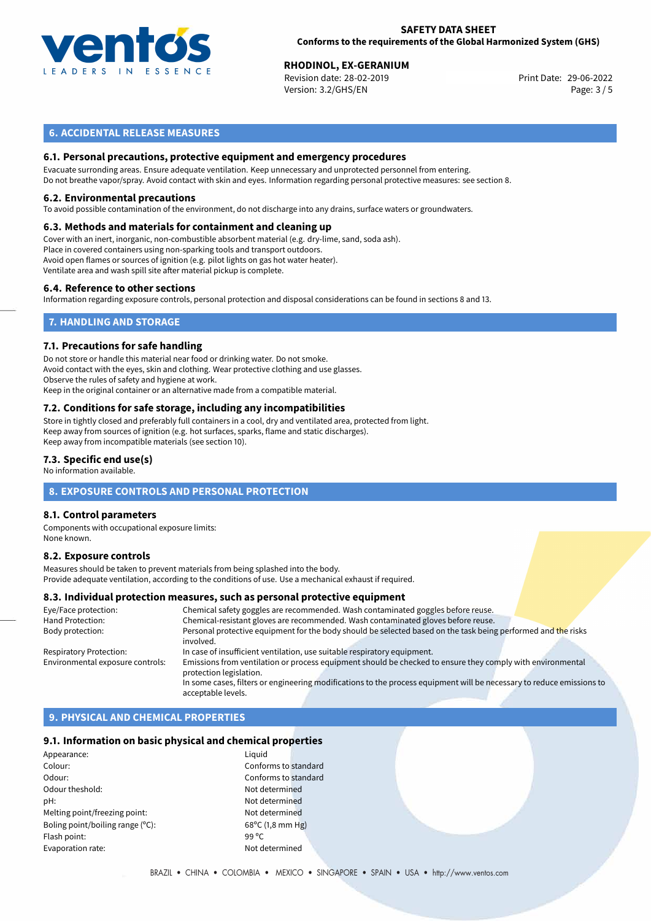## 6. ACCIDENTAL RELEASE MEASURES

### 6.1. Personal precautions, protective equipment and emergency procedures

Evacuate surronding areas. Ensure adequate ventilation. Keep unnecessary and unprotected personnel from entering.
Do not breathe vapor/spray. Avoid contact with skin and eyes. Information regarding personal protective measures: see section 8.

### 6.2. Environmental precautions

To avoid possible contamination of the environment, do not discharge into any drains, surface waters or groundwaters.

### 6.3. Methods and materials for containment and cleaning up

Cover with an inert, inorganic, non-combustible absorbent material (e.g. dry-lime, sand, soda ash).
Place in covered containers using non-sparking tools and transport outdoors.
Avoid open flames or sources of ignition (e.g. pilot lights on gas hot water heater).
Ventilate area and wash spill site after material pickup is complete.

### 6.4. Reference to other sections

Information regarding exposure controls, personal protection and disposal considerations can be found in sections 8 and 13.

## 7. HANDLING AND STORAGE

### 7.1. Precautions for safe handling

Do not store or handle this material near food or drinking water. Do not smoke.
Avoid contact with the eyes, skin and clothing. Wear protective clothing and use glasses.
Observe the rules of safety and hygiene at work.
Keep in the original container or an alternative made from a compatible material.

### 7.2. Conditions for safe storage, including any incompatibilities

Store in tightly closed and preferably full containers in a cool, dry and ventilated area, protected from light.
Keep away from sources of ignition (e.g. hot surfaces, sparks, flame and static discharges).
Keep away from incompatible materials (see section 10).

### 7.3. Specific end use(s)

No information available.

## 8. EXPOSURE CONTROLS AND PERSONAL PROTECTION

### 8.1. Control parameters

Components with occupational exposure limits:
None known.

### 8.2. Exposure controls

Measures should be taken to prevent materials from being splashed into the body.
Provide adequate ventilation, according to the conditions of use. Use a mechanical exhaust if required.

### 8.3. Individual protection measures, such as personal protective equipment

| | |
|---|---|
| Eye/Face protection: | Chemical safety goggles are recommended. Wash contaminated goggles before reuse. |
| Hand Protection: | Chemical-resistant gloves are recommended. Wash contaminated gloves before reuse. |
| Body protection: | Personal protective equipment for the body should be selected based on the task being performed and the risks involved. |
| Respiratory Protection: | In case of insufficient ventilation, use suitable respiratory equipment. |
| Environmental exposure controls: | Emissions from ventilation or process equipment should be checked to ensure they comply with environmental protection legislation. In some cases, filters or engineering modifications to the process equipment will be necessary to reduce emissions to acceptable levels. |

## 9. PHYSICAL AND CHEMICAL PROPERTIES

### 9.1. Information on basic physical and chemical properties

| | |
|---|---|
| Appearance: | Liquid |
| Colour: | Conforms to standard |
| Odour: | Conforms to standard |
| Odour theshold: | Not determined |
| pH: | Not determined |
| Melting point/freezing point: | Not determined |
| Boling point/boiling range (°C): | 68°C (1,8 mm Hg) |
| Flash point: | 99 °C |
| Evaporation rate: | Not determined |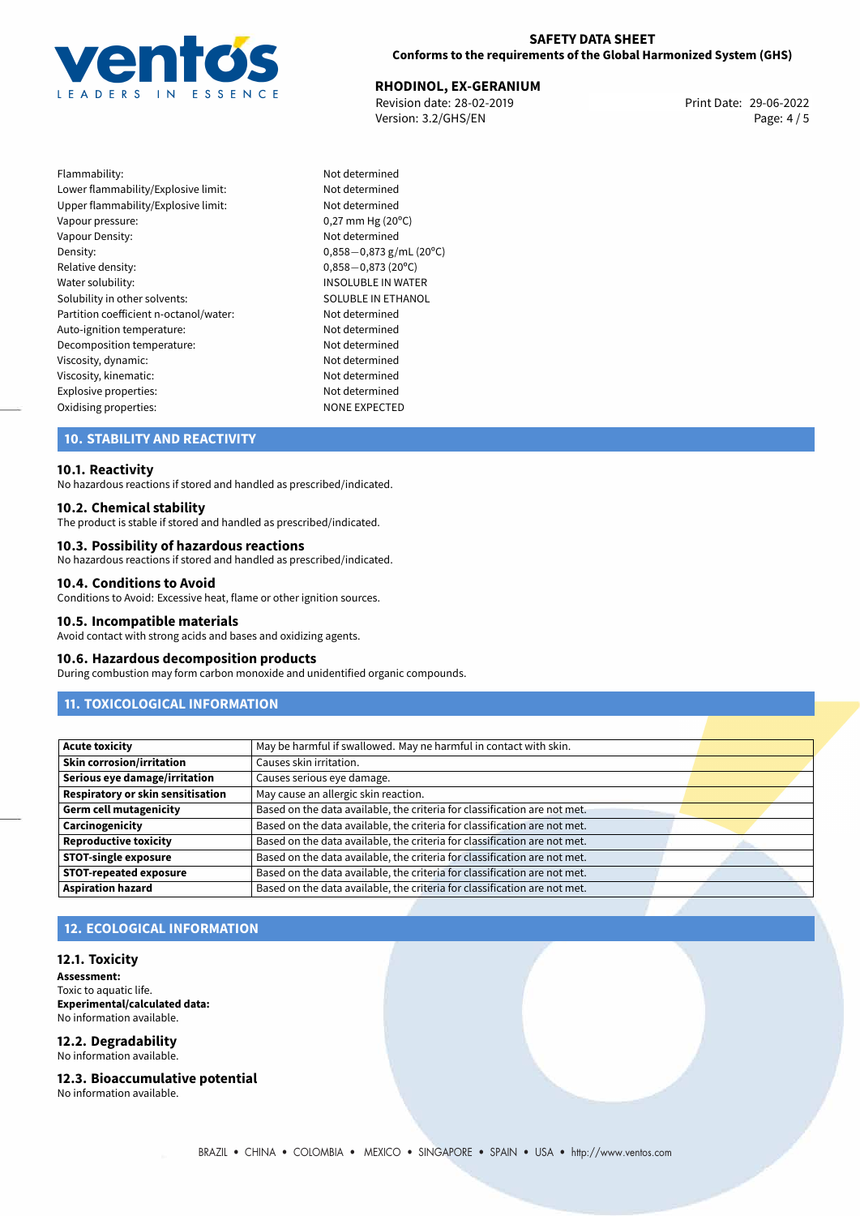| | |
|---|---|
| Flammability: | Not determined |
| Lower flammability/Explosive limit: | Not determined |
| Upper flammability/Explosive limit: | Not determined |
| Vapour pressure: | 0,27 mm Hg (20ºC) |
| Vapour Density: | Not determined |
| Density: | 0,858—0,873 g/mL (20°C) |
| Relative density: | 0,858—0,873 (20°C) |
| Water solubility: | INSOLUBLE IN WATER |
| Solubility in other solvents: | SOLUBLE IN ETHANOL |
| Partition coefficient n-octanol/water: | Not determined |
| Auto-ignition temperature: | Not determined |
| Decomposition temperature: | Not determined |
| Viscosity, dynamic: | Not determined |
| Viscosity, kinematic: | Not determined |
| Explosive properties: | Not determined |
| Oxidising properties: | NONE EXPECTED |

## 10. STABILITY AND REACTIVITY

### 10.1. Reactivity
No hazardous reactions if stored and handled as prescribed/indicated.

### 10.2. Chemical stability
The product is stable if stored and handled as prescribed/indicated.

### 10.3. Possibility of hazardous reactions
No hazardous reactions if stored and handled as prescribed/indicated.

### 10.4. Conditions to Avoid
Conditions to Avoid: Excessive heat, flame or other ignition sources.

### 10.5. Incompatible materials
Avoid contact with strong acids and bases and oxidizing agents.

### 10.6. Hazardous decomposition products
During combustion may form carbon monoxide and unidentified organic compounds.

## 11. TOXICOLOGICAL INFORMATION

| | |
|---|---|
| **Acute toxicity** | May be harmful if swallowed. May ne harmful in contact with skin. |
| **Skin corrosion/irritation** | Causes skin irritation. |
| **Serious eye damage/irritation** | Causes serious eye damage. |
| **Respiratory or skin sensitisation** | May cause an allergic skin reaction. |
| **Germ cell mutagenicity** | Based on the data available, the criteria for classification are not met. |
| **Carcinogenicity** | Based on the data available, the criteria for classification are not met. |
| **Reproductive toxicity** | Based on the data available, the criteria for classification are not met. |
| **STOT-single exposure** | Based on the data available, the criteria for classification are not met. |
| **STOT-repeated exposure** | Based on the data available, the criteria for classification are not met. |
| **Aspiration hazard** | Based on the data available, the criteria for classification are not met. |

## 12. ECOLOGICAL INFORMATION

### 12.1. Toxicity
**Assessment:**
Toxic to aquatic life.
**Experimental/calculated data:**
No information available.

### 12.2. Degradability
No information available.

### 12.3. Bioaccumulative potential
No information available.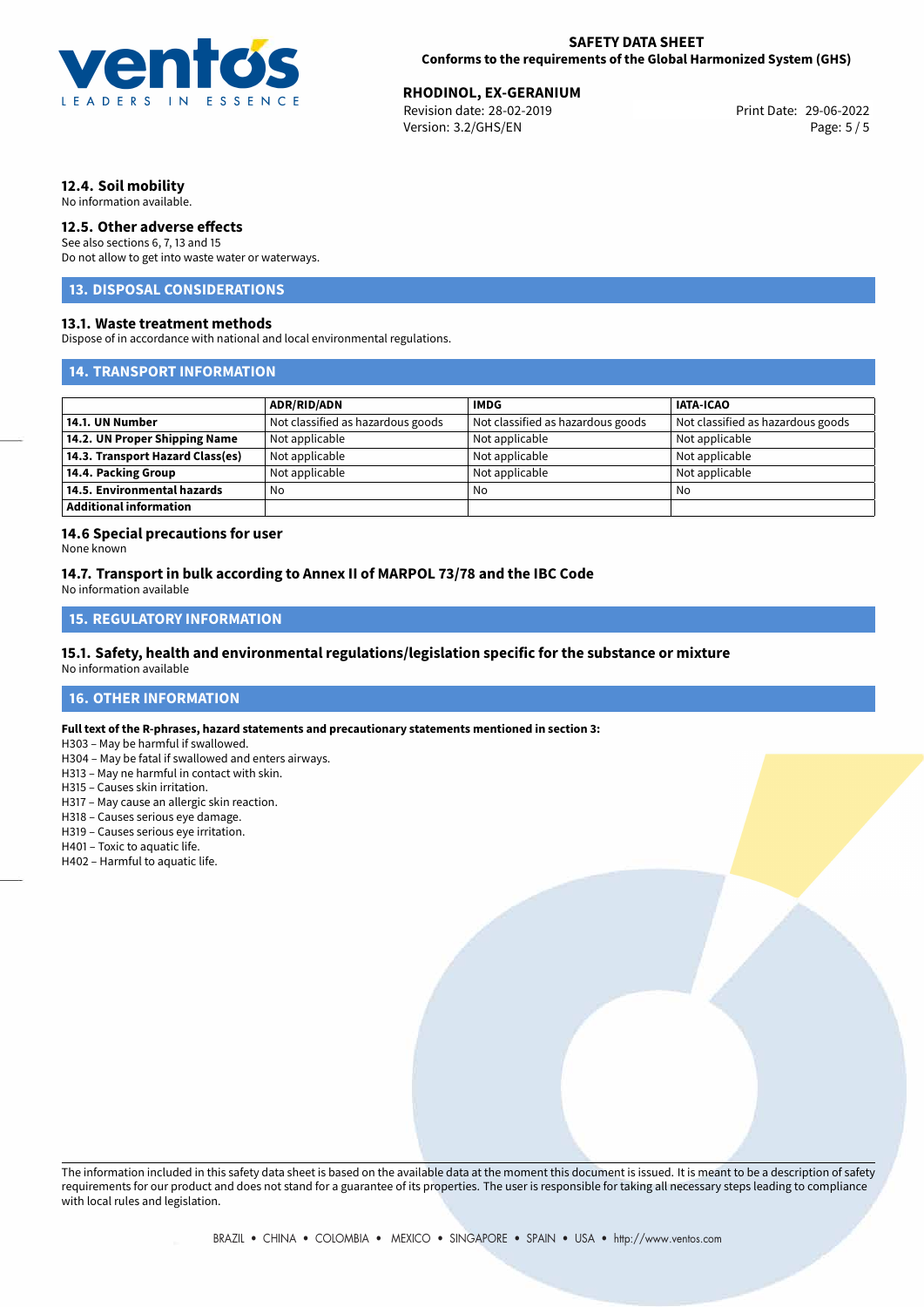### 12.4. Soil mobility

No information available.

### 12.5. Other adverse effects

See also sections 6, 7, 13 and 15
Do not allow to get into waste water or waterways.

## 13. DISPOSAL CONSIDERATIONS

### 13.1. Waste treatment methods

Dispose of in accordance with national and local environmental regulations.

## 14. TRANSPORT INFORMATION

| | ADR/RID/ADN | IMDG | IATA-ICAO |
|---|---|---|---|
| **14.1. UN Number** | Not classified as hazardous goods | Not classified as hazardous goods | Not classified as hazardous goods |
| **14.2. UN Proper Shipping Name** | Not applicable | Not applicable | Not applicable |
| **14.3. Transport Hazard Class(es)** | Not applicable | Not applicable | Not applicable |
| **14.4. Packing Group** | Not applicable | Not applicable | Not applicable |
| **14.5. Environmental hazards** | No | No | No |
| **Additional information** | | | |

### 14.6 Special precautions for user

None known

### 14.7. Transport in bulk according to Annex II of MARPOL 73/78 and the IBC Code

No information available

## 15. REGULATORY INFORMATION

### 15.1. Safety, health and environmental regulations/legislation specific for the substance or mixture

No information available

## 16. OTHER INFORMATION

**Full text of the R-phrases, hazard statements and precautionary statements mentioned in section 3:**

H303 – May be harmful if swallowed.
H304 – May be fatal if swallowed and enters airways.
H313 – May ne harmful in contact with skin.
H315 – Causes skin irritation.
H317 – May cause an allergic skin reaction.
H318 – Causes serious eye damage.
H319 – Causes serious eye irritation.
H401 – Toxic to aquatic life.
H402 – Harmful to aquatic life.

The information included in this safety data sheet is based on the available data at the moment this document is issued. It is meant to be a description of safety requirements for our product and does not stand for a guarantee of its properties. The user is responsible for taking all necessary steps leading to compliance with local rules and legislation.